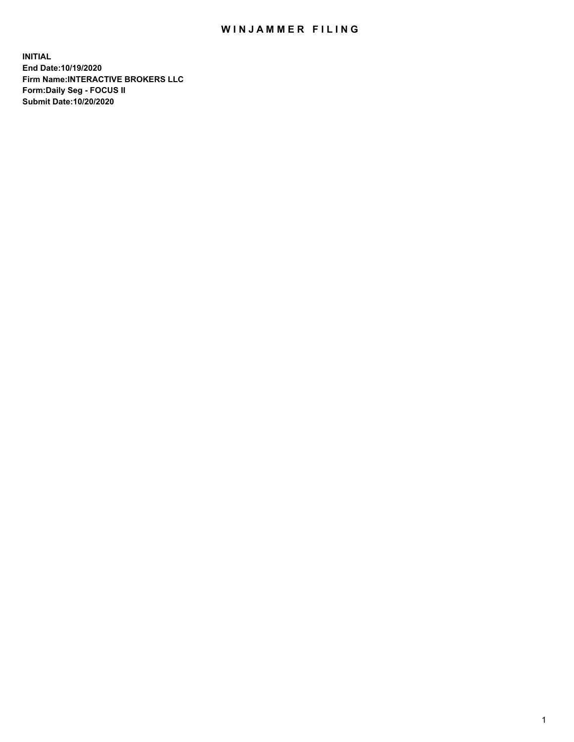# WINJAMMER FILING

**INITIAL**
**End Date:10/19/2020**
**Firm Name:INTERACTIVE BROKERS LLC**
**Form:Daily Seg - FOCUS II**
**Submit Date:10/20/2020**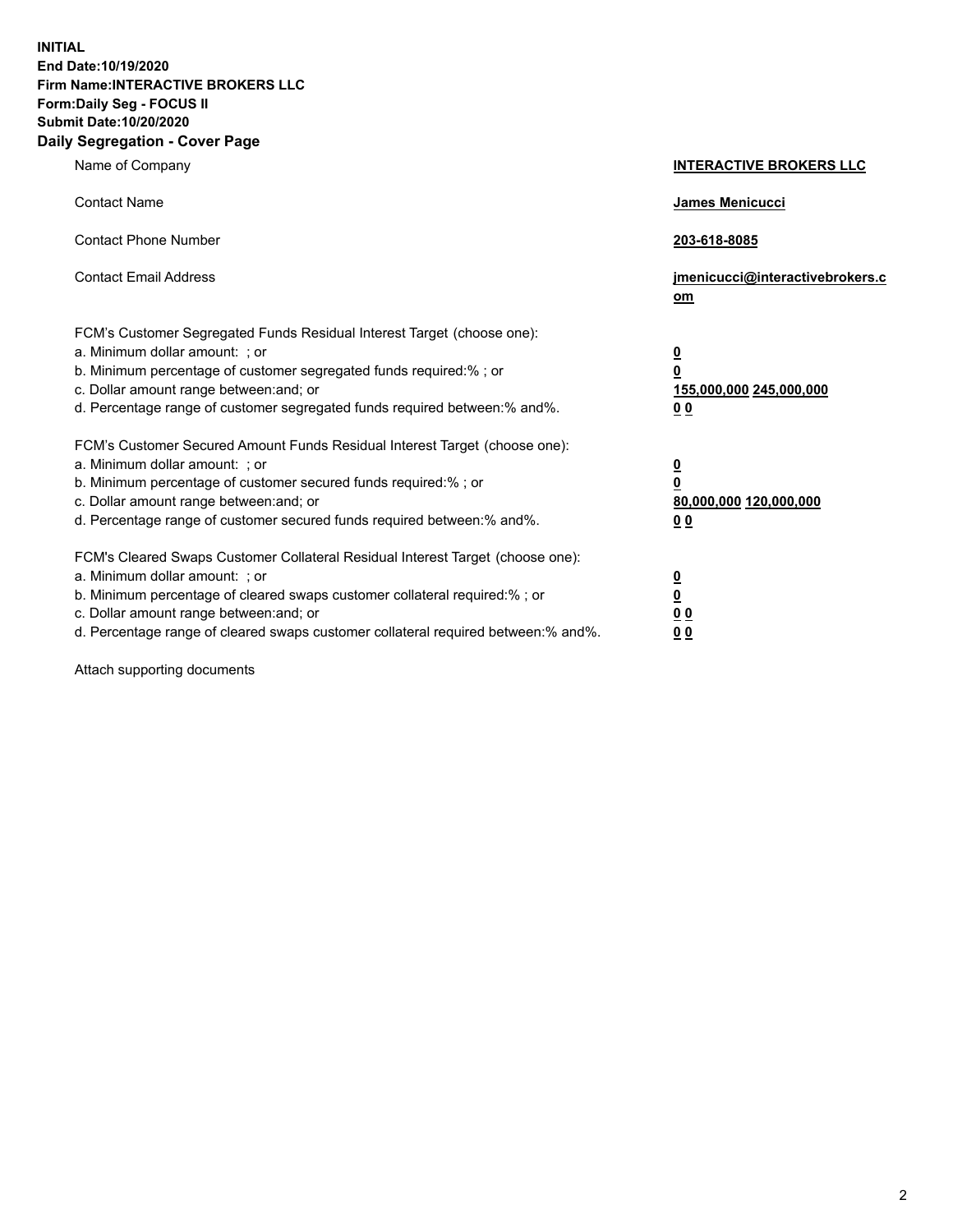**INITIAL**
**End Date:10/19/2020**
**Firm Name:INTERACTIVE BROKERS LLC**
**Form:Daily Seg - FOCUS II**
**Submit Date:10/20/2020**

## Daily Segregation - Cover Page

| | |
|---|---|
| Name of Company | **INTERACTIVE BROKERS LLC** |
| Contact Name | **James Menicucci** |
| Contact Phone Number | **203-618-8085** |
| Contact Email Address | **jmenicucci@interactivebrokers.com** |

FCM's Customer Segregated Funds Residual Interest Target (choose one):

| | |
|---|---|
| a. Minimum dollar amount: ; or | **0** |
| b. Minimum percentage of customer segregated funds required:% ; or | **0** |
| c. Dollar amount range between:and; or | **155,000,000 245,000,000** |
| d. Percentage range of customer segregated funds required between:% and%. | **0 0** |

FCM's Customer Secured Amount Funds Residual Interest Target (choose one):

| | |
|---|---|
| a. Minimum dollar amount: ; or | **0** |
| b. Minimum percentage of customer secured funds required:% ; or | **0** |
| c. Dollar amount range between:and; or | **80,000,000 120,000,000** |
| d. Percentage range of customer secured funds required between:% and%. | **0 0** |

FCM's Cleared Swaps Customer Collateral Residual Interest Target (choose one):

| | |
|---|---|
| a. Minimum dollar amount: ; or | **0** |
| b. Minimum percentage of cleared swaps customer collateral required:% ; or | **0** |
| c. Dollar amount range between:and; or | **0 0** |
| d. Percentage range of cleared swaps customer collateral required between:% and%. | **0 0** |

Attach supporting documents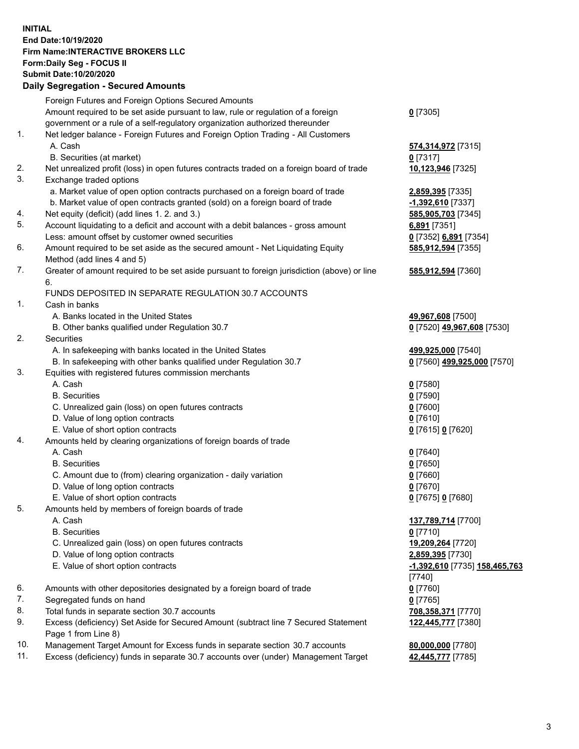**INITIAL**
**End Date:10/19/2020**
**Firm Name:INTERACTIVE BROKERS LLC**
**Form:Daily Seg - FOCUS II**
**Submit Date:10/20/2020**

## Daily Segregation - Secured Amounts

| | | |
|---|---|---|
| | Foreign Futures and Foreign Options Secured Amounts | |
| | Amount required to be set aside pursuant to law, rule or regulation of a foreign government or a rule of a self-regulatory organization authorized thereunder | **0** [7305] |
| 1. | Net ledger balance - Foreign Futures and Foreign Option Trading - All Customers | |
| | A. Cash | **574,314,972** [7315] |
| | B. Securities (at market) | **0** [7317] |
| 2. | Net unrealized profit (loss) in open futures contracts traded on a foreign board of trade | **10,123,946** [7325] |
| 3. | Exchange traded options | |
| | a. Market value of open option contracts purchased on a foreign board of trade | **2,859,395** [7335] |
| | b. Market value of open contracts granted (sold) on a foreign board of trade | **-1,392,610** [7337] |
| 4. | Net equity (deficit) (add lines 1. 2. and 3.) | **585,905,703** [7345] |
| 5. | Account liquidating to a deficit and account with a debit balances - gross amount | **6,891** [7351] |
| | Less: amount offset by customer owned securities | **0** [7352] **6,891** [7354] |
| 6. | Amount required to be set aside as the secured amount - Net Liquidating Equity Method (add lines 4 and 5) | **585,912,594** [7355] |
| 7. | Greater of amount required to be set aside pursuant to foreign jurisdiction (above) or line 6. | **585,912,594** [7360] |
| | FUNDS DEPOSITED IN SEPARATE REGULATION 30.7 ACCOUNTS | |
| 1. | Cash in banks | |
| | A. Banks located in the United States | **49,967,608** [7500] |
| | B. Other banks qualified under Regulation 30.7 | **0** [7520] **49,967,608** [7530] |
| 2. | Securities | |
| | A. In safekeeping with banks located in the United States | **499,925,000** [7540] |
| | B. In safekeeping with other banks qualified under Regulation 30.7 | **0** [7560] **499,925,000** [7570] |
| 3. | Equities with registered futures commission merchants | |
| | A. Cash | **0** [7580] |
| | B. Securities | **0** [7590] |
| | C. Unrealized gain (loss) on open futures contracts | **0** [7600] |
| | D. Value of long option contracts | **0** [7610] |
| | E. Value of short option contracts | **0** [7615] **0** [7620] |
| 4. | Amounts held by clearing organizations of foreign boards of trade | |
| | A. Cash | **0** [7640] |
| | B. Securities | **0** [7650] |
| | C. Amount due to (from) clearing organization - daily variation | **0** [7660] |
| | D. Value of long option contracts | **0** [7670] |
| | E. Value of short option contracts | **0** [7675] **0** [7680] |
| 5. | Amounts held by members of foreign boards of trade | |
| | A. Cash | **137,789,714** [7700] |
| | B. Securities | **0** [7710] |
| | C. Unrealized gain (loss) on open futures contracts | **19,209,264** [7720] |
| | D. Value of long option contracts | **2,859,395** [7730] |
| | E. Value of short option contracts | **-1,392,610** [7735] **158,465,763** [7740] |
| 6. | Amounts with other depositories designated by a foreign board of trade | **0** [7760] |
| 7. | Segregated funds on hand | **0** [7765] |
| 8. | Total funds in separate section 30.7 accounts | **708,358,371** [7770] |
| 9. | Excess (deficiency) Set Aside for Secured Amount (subtract line 7 Secured Statement Page 1 from Line 8) | **122,445,777** [7380] |
| 10. | Management Target Amount for Excess funds in separate section 30.7 accounts | **80,000,000** [7780] |
| 11. | Excess (deficiency) funds in separate 30.7 accounts over (under) Management Target | **42,445,777** [7785] |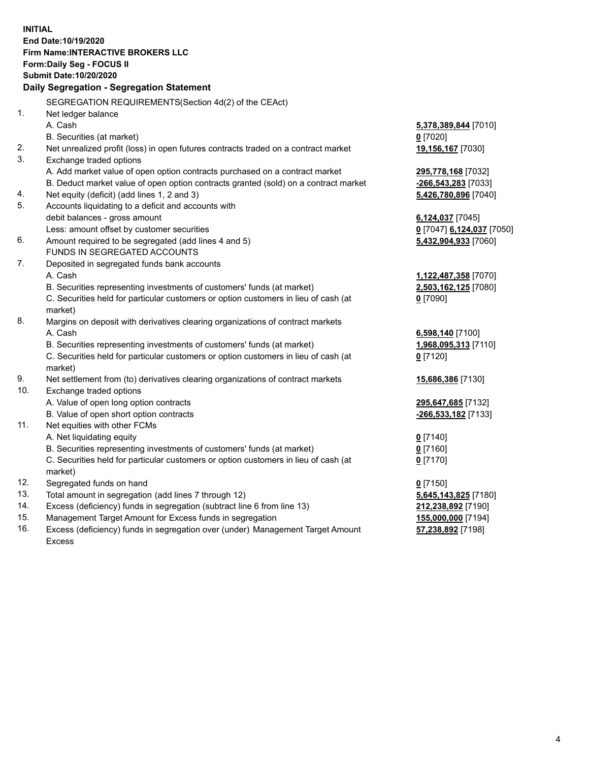**INITIAL**
**End Date:10/19/2020**
**Firm Name:INTERACTIVE BROKERS LLC**
**Form:Daily Seg - FOCUS II**
**Submit Date:10/20/2020**

**Daily Segregation - Segregation Statement**

SEGREGATION REQUIREMENTS(Section 4d(2) of the CEAct)

| | | |
|---|---|---|
| 1. | Net ledger balance | |
| | A. Cash | **5,378,389,844** [7010] |
| | B. Securities (at market) | **0** [7020] |
| 2. | Net unrealized profit (loss) in open futures contracts traded on a contract market | **19,156,167** [7030] |
| 3. | Exchange traded options | |
| | A. Add market value of open option contracts purchased on a contract market | **295,778,168** [7032] |
| | B. Deduct market value of open option contracts granted (sold) on a contract market | **-266,543,283** [7033] |
| 4. | Net equity (deficit) (add lines 1, 2 and 3) | **5,426,780,896** [7040] |
| 5. | Accounts liquidating to a deficit and accounts with | |
| | debit balances - gross amount | **6,124,037** [7045] |
| | Less: amount offset by customer securities | **0** [7047] **6,124,037** [7050] |
| 6. | Amount required to be segregated (add lines 4 and 5) | **5,432,904,933** [7060] |
| | FUNDS IN SEGREGATED ACCOUNTS | |
| 7. | Deposited in segregated funds bank accounts | |
| | A. Cash | **1,122,487,358** [7070] |
| | B. Securities representing investments of customers' funds (at market) | **2,503,162,125** [7080] |
| | C. Securities held for particular customers or option customers in lieu of cash (at market) | **0** [7090] |
| 8. | Margins on deposit with derivatives clearing organizations of contract markets | |
| | A. Cash | **6,598,140** [7100] |
| | B. Securities representing investments of customers' funds (at market) | **1,968,095,313** [7110] |
| | C. Securities held for particular customers or option customers in lieu of cash (at market) | **0** [7120] |
| 9. | Net settlement from (to) derivatives clearing organizations of contract markets | **15,686,386** [7130] |
| 10. | Exchange traded options | |
| | A. Value of open long option contracts | **295,647,685** [7132] |
| | B. Value of open short option contracts | **-266,533,182** [7133] |
| 11. | Net equities with other FCMs | |
| | A. Net liquidating equity | **0** [7140] |
| | B. Securities representing investments of customers' funds (at market) | **0** [7160] |
| | C. Securities held for particular customers or option customers in lieu of cash (at market) | **0** [7170] |
| 12. | Segregated funds on hand | **0** [7150] |
| 13. | Total amount in segregation (add lines 7 through 12) | **5,645,143,825** [7180] |
| 14. | Excess (deficiency) funds in segregation (subtract line 6 from line 13) | **212,238,892** [7190] |
| 15. | Management Target Amount for Excess funds in segregation | **155,000,000** [7194] |
| 16. | Excess (deficiency) funds in segregation over (under) Management Target Amount Excess | **57,238,892** [7198] |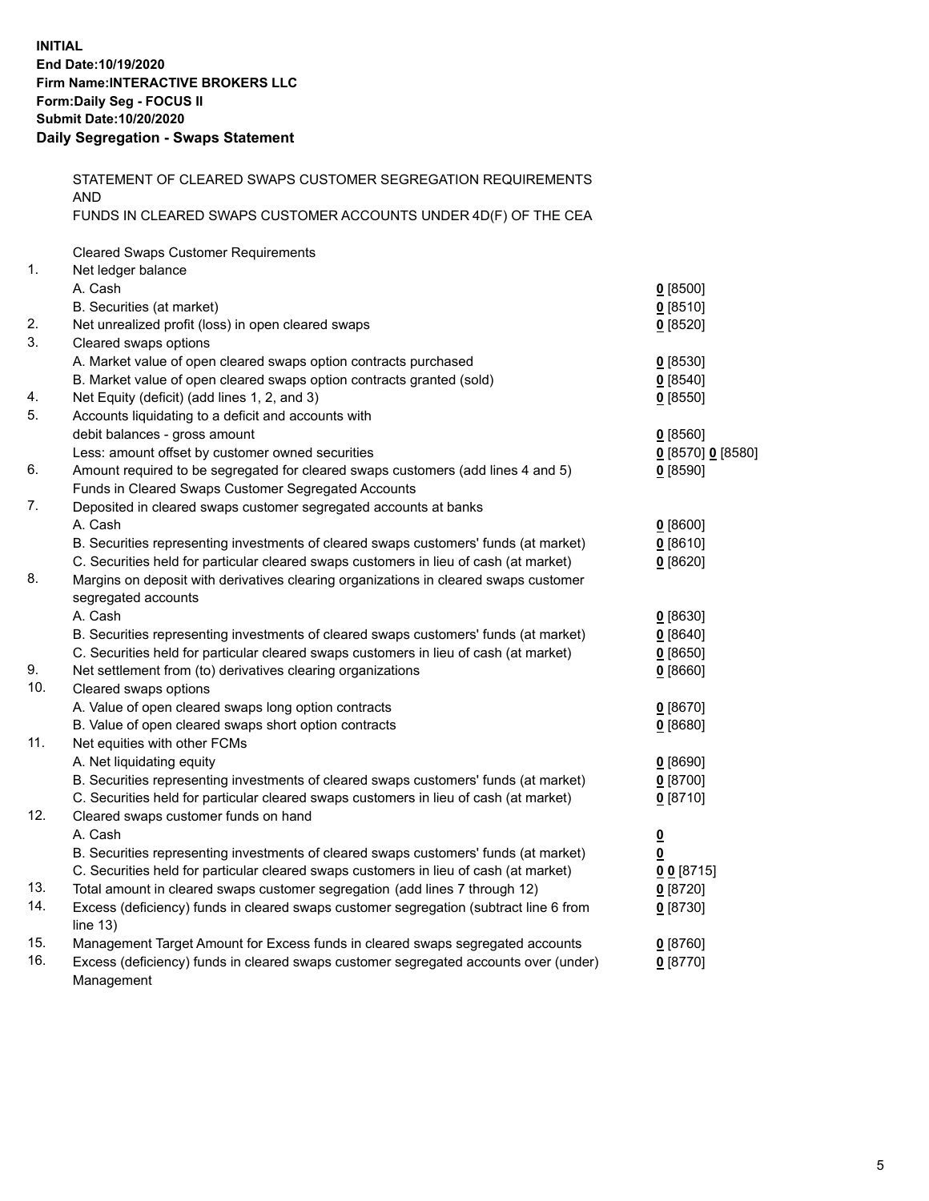**INITIAL**
**End Date:10/19/2020**
**Firm Name:INTERACTIVE BROKERS LLC**
**Form:Daily Seg - FOCUS II**
**Submit Date:10/20/2020**
**Daily Segregation - Swaps Statement**

STATEMENT OF CLEARED SWAPS CUSTOMER SEGREGATION REQUIREMENTS AND FUNDS IN CLEARED SWAPS CUSTOMER ACCOUNTS UNDER 4D(F) OF THE CEA

| | | |
|---|---|---|
| | Cleared Swaps Customer Requirements | |
| 1. | Net ledger balance | |
| | A. Cash | 0 [8500] |
| | B. Securities (at market) | 0 [8510] |
| 2. | Net unrealized profit (loss) in open cleared swaps | 0 [8520] |
| 3. | Cleared swaps options | |
| | A. Market value of open cleared swaps option contracts purchased | 0 [8530] |
| | B. Market value of open cleared swaps option contracts granted (sold) | 0 [8540] |
| 4. | Net Equity (deficit) (add lines 1, 2, and 3) | 0 [8550] |
| 5. | Accounts liquidating to a deficit and accounts with | |
| | debit balances - gross amount | 0 [8560] |
| | Less: amount offset by customer owned securities | 0 [8570] 0 [8580] |
| 6. | Amount required to be segregated for cleared swaps customers (add lines 4 and 5) | 0 [8590] |
| | Funds in Cleared Swaps Customer Segregated Accounts | |
| 7. | Deposited in cleared swaps customer segregated accounts at banks | |
| | A. Cash | 0 [8600] |
| | B. Securities representing investments of cleared swaps customers' funds (at market) | 0 [8610] |
| | C. Securities held for particular cleared swaps customers in lieu of cash (at market) | 0 [8620] |
| 8. | Margins on deposit with derivatives clearing organizations in cleared swaps customer segregated accounts | |
| | A. Cash | 0 [8630] |
| | B. Securities representing investments of cleared swaps customers' funds (at market) | 0 [8640] |
| | C. Securities held for particular cleared swaps customers in lieu of cash (at market) | 0 [8650] |
| 9. | Net settlement from (to) derivatives clearing organizations | 0 [8660] |
| 10. | Cleared swaps options | |
| | A. Value of open cleared swaps long option contracts | 0 [8670] |
| | B. Value of open cleared swaps short option contracts | 0 [8680] |
| 11. | Net equities with other FCMs | |
| | A. Net liquidating equity | 0 [8690] |
| | B. Securities representing investments of cleared swaps customers' funds (at market) | 0 [8700] |
| | C. Securities held for particular cleared swaps customers in lieu of cash (at market) | 0 [8710] |
| 12. | Cleared swaps customer funds on hand | |
| | A. Cash | 0 |
| | B. Securities representing investments of cleared swaps customers' funds (at market) | 0 |
| | C. Securities held for particular cleared swaps customers in lieu of cash (at market) | 0 0 [8715] |
| 13. | Total amount in cleared swaps customer segregation (add lines 7 through 12) | 0 [8720] |
| 14. | Excess (deficiency) funds in cleared swaps customer segregation (subtract line 6 from line 13) | 0 [8730] |
| 15. | Management Target Amount for Excess funds in cleared swaps segregated accounts | 0 [8760] |
| 16. | Excess (deficiency) funds in cleared swaps customer segregated accounts over (under) Management | 0 [8770] |